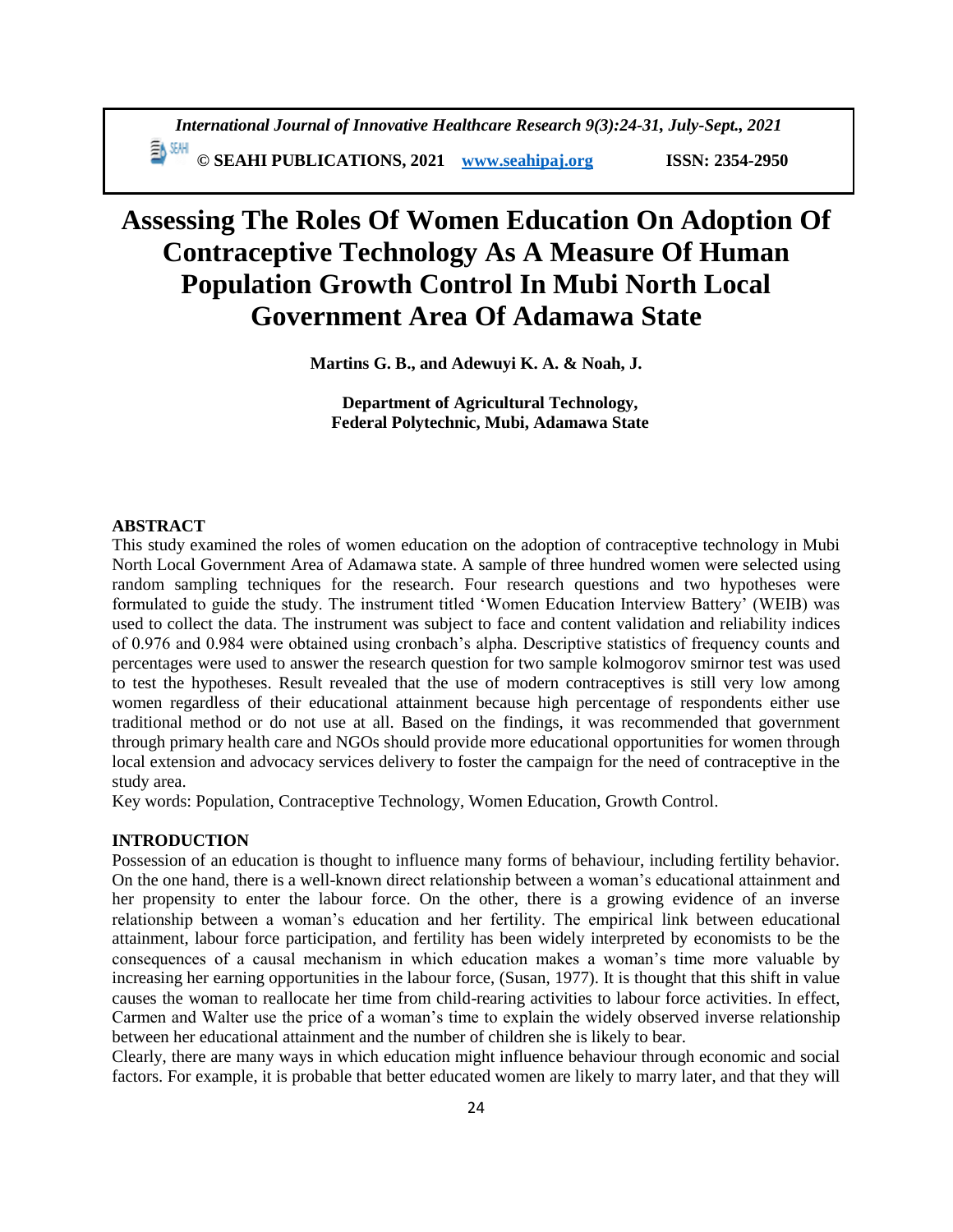# Assessing The Roles Of Women Education On Adoption Of Contraceptive Technology As A Measure Of Human Population Growth Control In Mubi North Local Government Area Of Adamawa State

**Martins G. B., and Adewuyi K. A. & Noah, J.**

**Department of Agricultural Technology,**
**Federal Polytechnic, Mubi, Adamawa State**

## ABSTRACT

This study examined the roles of women education on the adoption of contraceptive technology in Mubi North Local Government Area of Adamawa state. A sample of three hundred women were selected using random sampling techniques for the research. Four research questions and two hypotheses were formulated to guide the study. The instrument titled 'Women Education Interview Battery' (WEIB) was used to collect the data. The instrument was subject to face and content validation and reliability indices of 0.976 and 0.984 were obtained using cronbach's alpha. Descriptive statistics of frequency counts and percentages were used to answer the research question for two sample kolmogorov smirnor test was used to test the hypotheses. Result revealed that the use of modern contraceptives is still very low among women regardless of their educational attainment because high percentage of respondents either use traditional method or do not use at all. Based on the findings, it was recommended that government through primary health care and NGOs should provide more educational opportunities for women through local extension and advocacy services delivery to foster the campaign for the need of contraceptive in the study area.

Key words: Population, Contraceptive Technology, Women Education, Growth Control.

## INTRODUCTION

Possession of an education is thought to influence many forms of behaviour, including fertility behavior. On the one hand, there is a well-known direct relationship between a woman's educational attainment and her propensity to enter the labour force. On the other, there is a growing evidence of an inverse relationship between a woman's education and her fertility. The empirical link between educational attainment, labour force participation, and fertility has been widely interpreted by economists to be the consequences of a causal mechanism in which education makes a woman's time more valuable by increasing her earning opportunities in the labour force, (Susan, 1977). It is thought that this shift in value causes the woman to reallocate her time from child-rearing activities to labour force activities. In effect, Carmen and Walter use the price of a woman's time to explain the widely observed inverse relationship between her educational attainment and the number of children she is likely to bear.

Clearly, there are many ways in which education might influence behaviour through economic and social factors. For example, it is probable that better educated women are likely to marry later, and that they will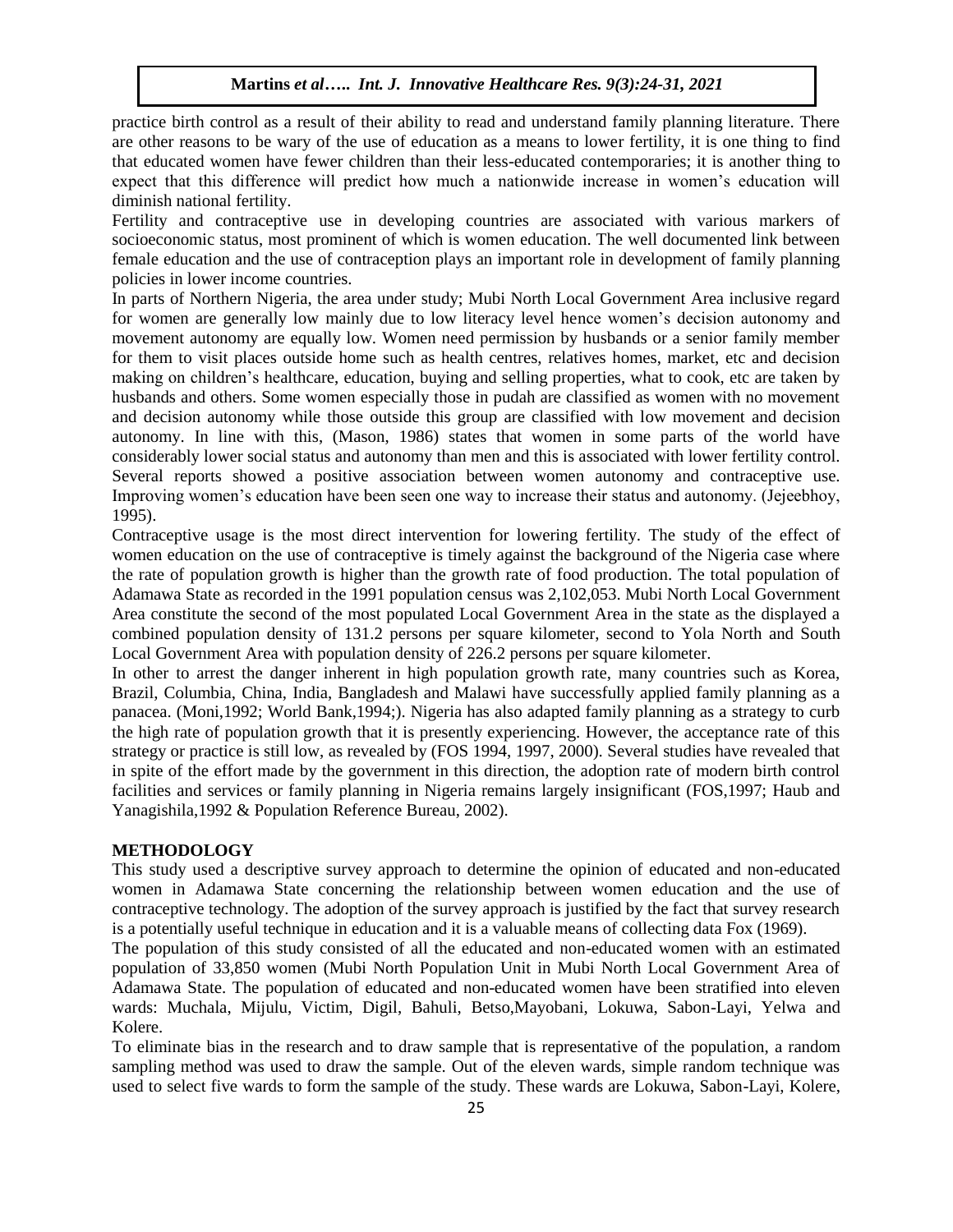practice birth control as a result of their ability to read and understand family planning literature. There are other reasons to be wary of the use of education as a means to lower fertility, it is one thing to find that educated women have fewer children than their less-educated contemporaries; it is another thing to expect that this difference will predict how much a nationwide increase in women's education will diminish national fertility.

Fertility and contraceptive use in developing countries are associated with various markers of socioeconomic status, most prominent of which is women education. The well documented link between female education and the use of contraception plays an important role in development of family planning policies in lower income countries.

In parts of Northern Nigeria, the area under study; Mubi North Local Government Area inclusive regard for women are generally low mainly due to low literacy level hence women's decision autonomy and movement autonomy are equally low. Women need permission by husbands or a senior family member for them to visit places outside home such as health centres, relatives homes, market, etc and decision making on children's healthcare, education, buying and selling properties, what to cook, etc are taken by husbands and others. Some women especially those in pudah are classified as women with no movement and decision autonomy while those outside this group are classified with low movement and decision autonomy. In line with this, (Mason, 1986) states that women in some parts of the world have considerably lower social status and autonomy than men and this is associated with lower fertility control. Several reports showed a positive association between women autonomy and contraceptive use. Improving women's education have been seen one way to increase their status and autonomy. (Jejeebhoy, 1995).

Contraceptive usage is the most direct intervention for lowering fertility. The study of the effect of women education on the use of contraceptive is timely against the background of the Nigeria case where the rate of population growth is higher than the growth rate of food production. The total population of Adamawa State as recorded in the 1991 population census was 2,102,053. Mubi North Local Government Area constitute the second of the most populated Local Government Area in the state as the displayed a combined population density of 131.2 persons per square kilometer, second to Yola North and South Local Government Area with population density of 226.2 persons per square kilometer.

In other to arrest the danger inherent in high population growth rate, many countries such as Korea, Brazil, Columbia, China, India, Bangladesh and Malawi have successfully applied family planning as a panacea. (Moni,1992; World Bank,1994;). Nigeria has also adapted family planning as a strategy to curb the high rate of population growth that it is presently experiencing. However, the acceptance rate of this strategy or practice is still low, as revealed by (FOS 1994, 1997, 2000). Several studies have revealed that in spite of the effort made by the government in this direction, the adoption rate of modern birth control facilities and services or family planning in Nigeria remains largely insignificant (FOS,1997; Haub and Yanagishila,1992 & Population Reference Bureau, 2002).

## METHODOLOGY

This study used a descriptive survey approach to determine the opinion of educated and non-educated women in Adamawa State concerning the relationship between women education and the use of contraceptive technology. The adoption of the survey approach is justified by the fact that survey research is a potentially useful technique in education and it is a valuable means of collecting data Fox (1969).

The population of this study consisted of all the educated and non-educated women with an estimated population of 33,850 women (Mubi North Population Unit in Mubi North Local Government Area of Adamawa State. The population of educated and non-educated women have been stratified into eleven wards: Muchala, Mijulu, Victim, Digil, Bahuli, Betso,Mayobani, Lokuwa, Sabon-Layi, Yelwa and Kolere.

To eliminate bias in the research and to draw sample that is representative of the population, a random sampling method was used to draw the sample. Out of the eleven wards, simple random technique was used to select five wards to form the sample of the study. These wards are Lokuwa, Sabon-Layi, Kolere,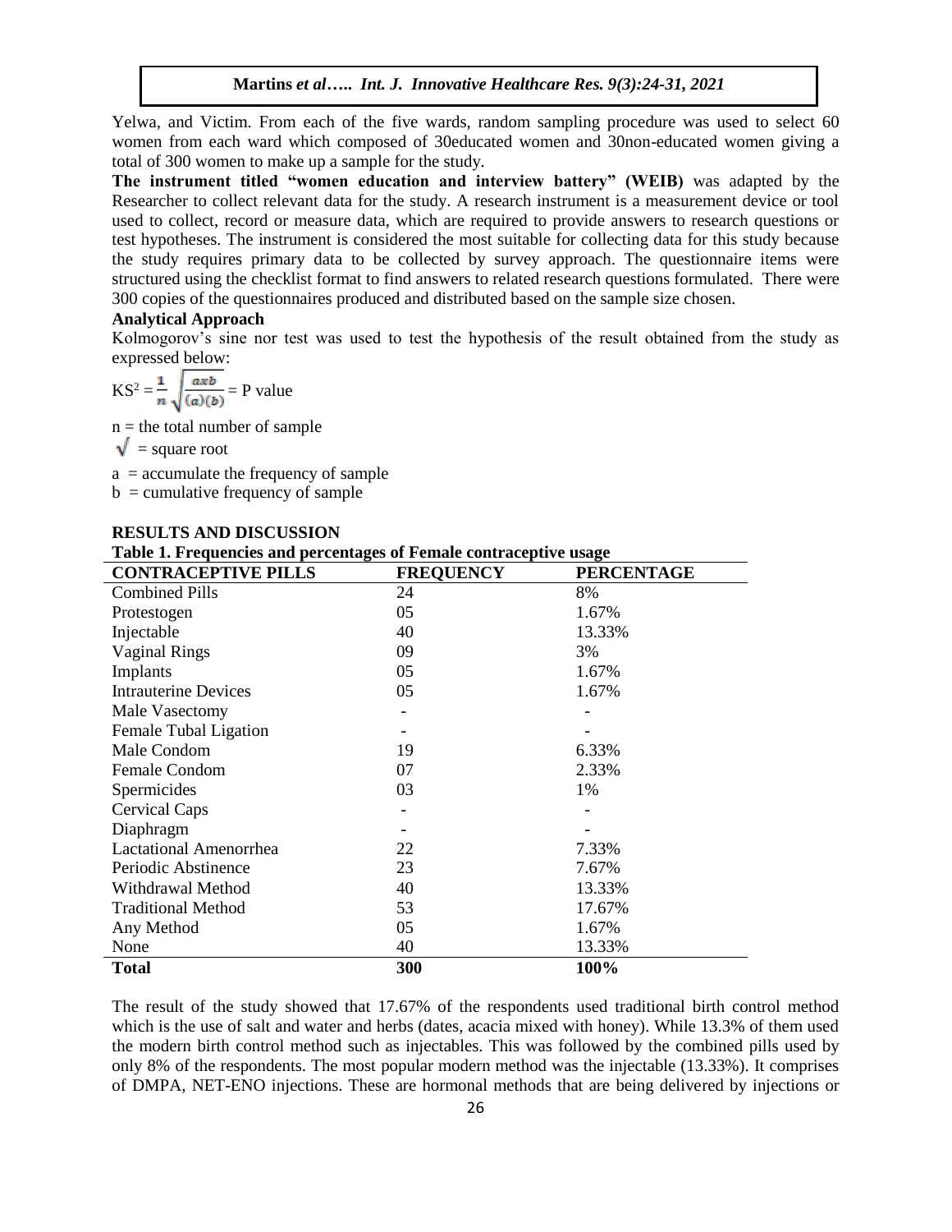Yelwa, and Victim. From each of the five wards, random sampling procedure was used to select 60 women from each ward which composed of 30educated women and 30non-educated women giving a total of 300 women to make up a sample for the study.

**The instrument titled "women education and interview battery" (WEIB)** was adapted by the Researcher to collect relevant data for the study. A research instrument is a measurement device or tool used to collect, record or measure data, which are required to provide answers to research questions or test hypotheses. The instrument is considered the most suitable for collecting data for this study because the study requires primary data to be collected by survey approach. The questionnaire items were structured using the checklist format to find answers to related research questions formulated. There were 300 copies of the questionnaires produced and distributed based on the sample size chosen.

**Analytical Approach**

Kolmogorov's sine nor test was used to test the hypothesis of the result obtained from the study as expressed below:

$$KS^2 = \frac{1}{n}\sqrt{\frac{axb}{(a)(b)}} = \text{P value}$$

n = the total number of sample

$\sqrt{}$ = square root

a = accumulate the frequency of sample

b = cumulative frequency of sample

## RESULTS AND DISCUSSION

**Table 1. Frequencies and percentages of Female contraceptive usage**

| CONTRACEPTIVE PILLS | FREQUENCY | PERCENTAGE |
|---|---|---|
| Combined Pills | 24 | 8% |
| Protestogen | 05 | 1.67% |
| Injectable | 40 | 13.33% |
| Vaginal Rings | 09 | 3% |
| Implants | 05 | 1.67% |
| Intrauterine Devices | 05 | 1.67% |
| Male Vasectomy | - | - |
| Female Tubal Ligation | - | - |
| Male Condom | 19 | 6.33% |
| Female Condom | 07 | 2.33% |
| Spermicides | 03 | 1% |
| Cervical Caps | - | - |
| Diaphragm | - | - |
| Lactational Amenorrhea | 22 | 7.33% |
| Periodic Abstinence | 23 | 7.67% |
| Withdrawal Method | 40 | 13.33% |
| Traditional Method | 53 | 17.67% |
| Any Method | 05 | 1.67% |
| None | 40 | 13.33% |
| **Total** | **300** | **100%** |

The result of the study showed that 17.67% of the respondents used traditional birth control method which is the use of salt and water and herbs (dates, acacia mixed with honey). While 13.3% of them used the modern birth control method such as injectables. This was followed by the combined pills used by only 8% of the respondents. The most popular modern method was the injectable (13.33%). It comprises of DMPA, NET-ENO injections. These are hormonal methods that are being delivered by injections or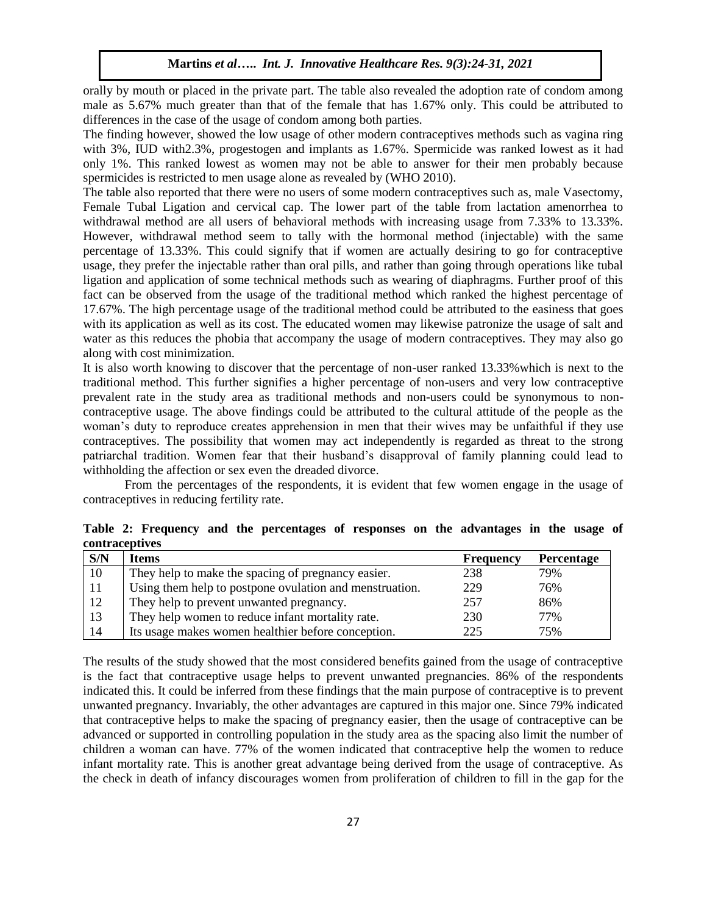orally by mouth or placed in the private part. The table also revealed the adoption rate of condom among male as 5.67% much greater than that of the female that has 1.67% only. This could be attributed to differences in the case of the usage of condom among both parties.

The finding however, showed the low usage of other modern contraceptives methods such as vagina ring with 3%, IUD with2.3%, progestogen and implants as 1.67%. Spermicide was ranked lowest as it had only 1%. This ranked lowest as women may not be able to answer for their men probably because spermicides is restricted to men usage alone as revealed by (WHO 2010).

The table also reported that there were no users of some modern contraceptives such as, male Vasectomy, Female Tubal Ligation and cervical cap. The lower part of the table from lactation amenorrhea to withdrawal method are all users of behavioral methods with increasing usage from 7.33% to 13.33%. However, withdrawal method seem to tally with the hormonal method (injectable) with the same percentage of 13.33%. This could signify that if women are actually desiring to go for contraceptive usage, they prefer the injectable rather than oral pills, and rather than going through operations like tubal ligation and application of some technical methods such as wearing of diaphragms. Further proof of this fact can be observed from the usage of the traditional method which ranked the highest percentage of 17.67%. The high percentage usage of the traditional method could be attributed to the easiness that goes with its application as well as its cost. The educated women may likewise patronize the usage of salt and water as this reduces the phobia that accompany the usage of modern contraceptives. They may also go along with cost minimization.

It is also worth knowing to discover that the percentage of non-user ranked 13.33%which is next to the traditional method. This further signifies a higher percentage of non-users and very low contraceptive prevalent rate in the study area as traditional methods and non-users could be synonymous to non-contraceptive usage. The above findings could be attributed to the cultural attitude of the people as the woman's duty to reproduce creates apprehension in men that their wives may be unfaithful if they use contraceptives. The possibility that women may act independently is regarded as threat to the strong patriarchal tradition. Women fear that their husband's disapproval of family planning could lead to withholding the affection or sex even the dreaded divorce.

From the percentages of the respondents, it is evident that few women engage in the usage of contraceptives in reducing fertility rate.

**Table 2: Frequency and the percentages of responses on the advantages in the usage of contraceptives**

| S/N | Items | Frequency | Percentage |
|---|---|---|---|
| 10 | They help to make the spacing of pregnancy easier. | 238 | 79% |
| 11 | Using them help to postpone ovulation and menstruation. | 229 | 76% |
| 12 | They help to prevent unwanted pregnancy. | 257 | 86% |
| 13 | They help women to reduce infant mortality rate. | 230 | 77% |
| 14 | Its usage makes women healthier before conception. | 225 | 75% |

The results of the study showed that the most considered benefits gained from the usage of contraceptive is the fact that contraceptive usage helps to prevent unwanted pregnancies. 86% of the respondents indicated this. It could be inferred from these findings that the main purpose of contraceptive is to prevent unwanted pregnancy. Invariably, the other advantages are captured in this major one. Since 79% indicated that contraceptive helps to make the spacing of pregnancy easier, then the usage of contraceptive can be advanced or supported in controlling population in the study area as the spacing also limit the number of children a woman can have. 77% of the women indicated that contraceptive help the women to reduce infant mortality rate. This is another great advantage being derived from the usage of contraceptive. As the check in death of infancy discourages women from proliferation of children to fill in the gap for the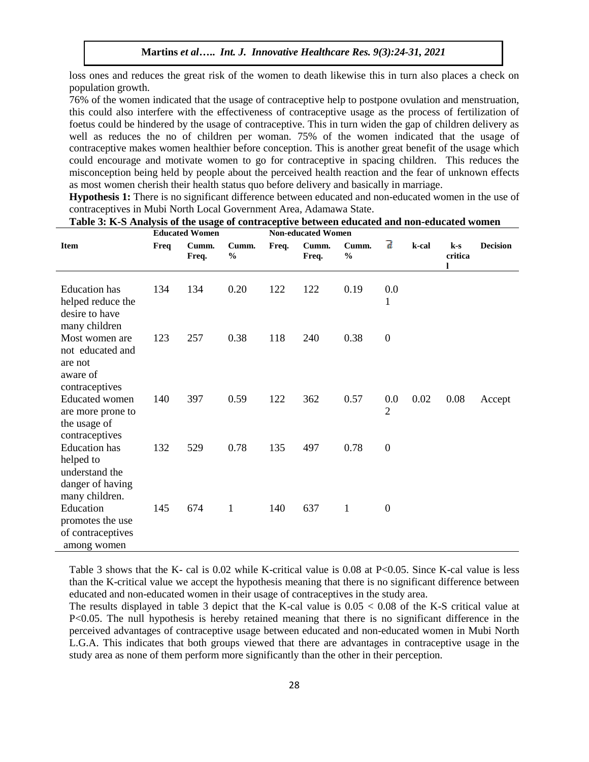loss ones and reduces the great risk of the women to death likewise this in turn also places a check on population growth.

76% of the women indicated that the usage of contraceptive help to postpone ovulation and menstruation, this could also interfere with the effectiveness of contraceptive usage as the process of fertilization of foetus could be hindered by the usage of contraceptive. This in turn widen the gap of children delivery as well as reduces the no of children per woman. 75% of the women indicated that the usage of contraceptive makes women healthier before conception. This is another great benefit of the usage which could encourage and motivate women to go for contraceptive in spacing children. This reduces the misconception being held by people about the perceived health reaction and the fear of unknown effects as most women cherish their health status quo before delivery and basically in marriage.

**Hypothesis 1:** There is no significant difference between educated and non-educated women in the use of contraceptives in Mubi North Local Government Area, Adamawa State.

**Table 3: K-S Analysis of the usage of contraceptive between educated and non-educated women**

| | Educated Women | | | Non-educated Women | | | | | | |
|---|---|---|---|---|---|---|---|---|---|---|
| **Item** | **Freq** | **Cumm. Freq.** | **Cumm. %** | **Freq.** | **Cumm. Freq.** | **Cumm. %** | **d** | **k-cal** | **k-s critical** | **Decision** |
| Education has helped reduce the desire to have many children | 134 | 134 | 0.20 | 122 | 122 | 0.19 | 0.01 | | | |
| Most women are not educated and are not aware of contraceptives | 123 | 257 | 0.38 | 118 | 240 | 0.38 | 0 | | | |
| Educated women are more prone to the usage of contraceptives | 140 | 397 | 0.59 | 122 | 362 | 0.57 | 0.02 | 0.02 | 0.08 | Accept |
| Education has helped to understand the danger of having many children. | 132 | 529 | 0.78 | 135 | 497 | 0.78 | 0 | | | |
| Education promotes the use of contraceptives among women | 145 | 674 | 1 | 140 | 637 | 1 | 0 | | | |

Table 3 shows that the K- cal is 0.02 while K-critical value is 0.08 at $P<0.05$. Since K-cal value is less than the K-critical value we accept the hypothesis meaning that there is no significant difference between educated and non-educated women in their usage of contraceptives in the study area.

The results displayed in table 3 depict that the K-cal value is $0.05 < 0.08$ of the K-S critical value at $P<0.05$. The null hypothesis is hereby retained meaning that there is no significant difference in the perceived advantages of contraceptive usage between educated and non-educated women in Mubi North L.G.A. This indicates that both groups viewed that there are advantages in contraceptive usage in the study area as none of them perform more significantly than the other in their perception.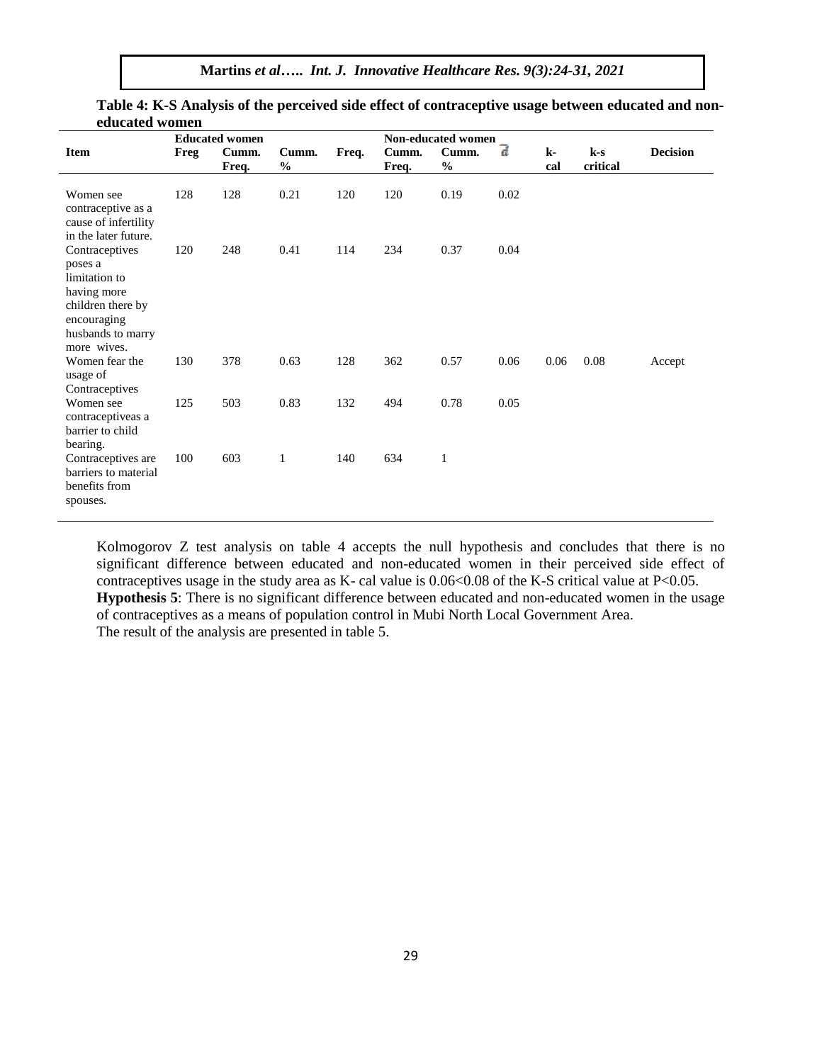**Table 4: K-S Analysis of the perceived side effect of contraceptive usage between educated and non-educated women**

| Item | Educated women | | | Non-educated women | | | | | | |
|---|---|---|---|---|---|---|---|---|---|---|
| | Freg | Cumm. Freq. | Cumm. % | Freq. | Cumm. Freq. | Cumm. % | d | k-cal | k-s critical | Decision |
| Women see contraceptive as a cause of infertility in the later future. | 128 | 128 | 0.21 | 120 | 120 | 0.19 | 0.02 | | | |
| Contraceptives poses a limitation to having more children there by encouraging husbands to marry more wives. | 120 | 248 | 0.41 | 114 | 234 | 0.37 | 0.04 | | | |
| Women fear the usage of Contraceptives | 130 | 378 | 0.63 | 128 | 362 | 0.57 | 0.06 | 0.06 | 0.08 | Accept |
| Women see contraceptiveas a barrier to child bearing. | 125 | 503 | 0.83 | 132 | 494 | 0.78 | 0.05 | | | |
| Contraceptives are barriers to material benefits from spouses. | 100 | 603 | 1 | 140 | 634 | 1 | | | | |

Kolmogorov Z test analysis on table 4 accepts the null hypothesis and concludes that there is no significant difference between educated and non-educated women in their perceived side effect of contraceptives usage in the study area as K- cal value is 0.06<0.08 of the K-S critical value at P<0.05.

**Hypothesis 5**: There is no significant difference between educated and non-educated women in the usage of contraceptives as a means of population control in Mubi North Local Government Area.

The result of the analysis are presented in table 5.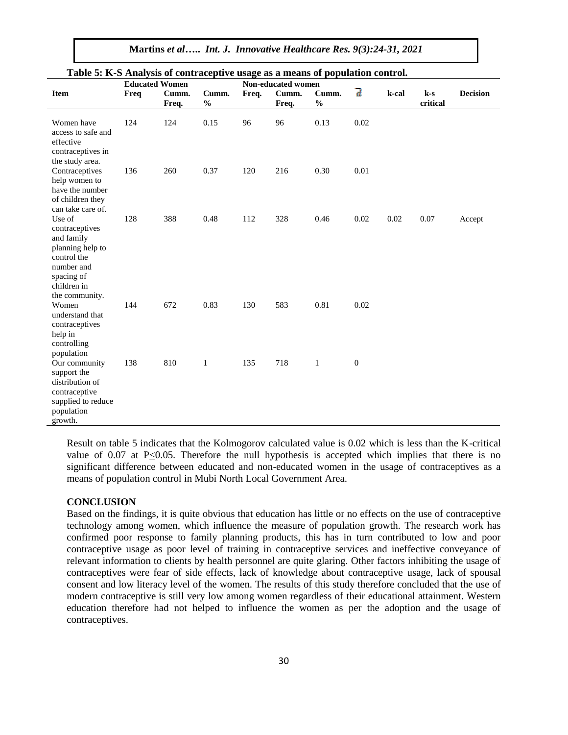**Table 5: K-S Analysis of contraceptive usage as a means of population control.**

| Item | Educated Women | | | Non-educated women | | | d | k-cal | k-s critical | Decision |
|---|---|---|---|---|---|---|---|---|---|---|
| | Freq | Cumm. Freq. | Cumm. % | Freq. | Cumm. Freq. | Cumm. % | | | | |
| Women have access to safe and effective contraceptives in the study area. | 124 | 124 | 0.15 | 96 | 96 | 0.13 | 0.02 | | | |
| Contraceptives help women to have the number of children they can take care of. | 136 | 260 | 0.37 | 120 | 216 | 0.30 | 0.01 | | | |
| Use of contraceptives and family planning help to control the number and spacing of children in the community. | 128 | 388 | 0.48 | 112 | 328 | 0.46 | 0.02 | 0.02 | 0.07 | Accept |
| Women understand that contraceptives help in controlling population | 144 | 672 | 0.83 | 130 | 583 | 0.81 | 0.02 | | | |
| Our community support the distribution of contraceptive supplied to reduce population growth. | 138 | 810 | 1 | 135 | 718 | 1 | 0 | | | |

Result on table 5 indicates that the Kolmogorov calculated value is 0.02 which is less than the K-critical value of 0.07 at $P \leq 0.05$. Therefore the null hypothesis is accepted which implies that there is no significant difference between educated and non-educated women in the usage of contraceptives as a means of population control in Mubi North Local Government Area.

## CONCLUSION

Based on the findings, it is quite obvious that education has little or no effects on the use of contraceptive technology among women, which influence the measure of population growth. The research work has confirmed poor response to family planning products, this has in turn contributed to low and poor contraceptive usage as poor level of training in contraceptive services and ineffective conveyance of relevant information to clients by health personnel are quite glaring. Other factors inhibiting the usage of contraceptives were fear of side effects, lack of knowledge about contraceptive usage, lack of spousal consent and low literacy level of the women. The results of this study therefore concluded that the use of modern contraceptive is still very low among women regardless of their educational attainment. Western education therefore had not helped to influence the women as per the adoption and the usage of contraceptives.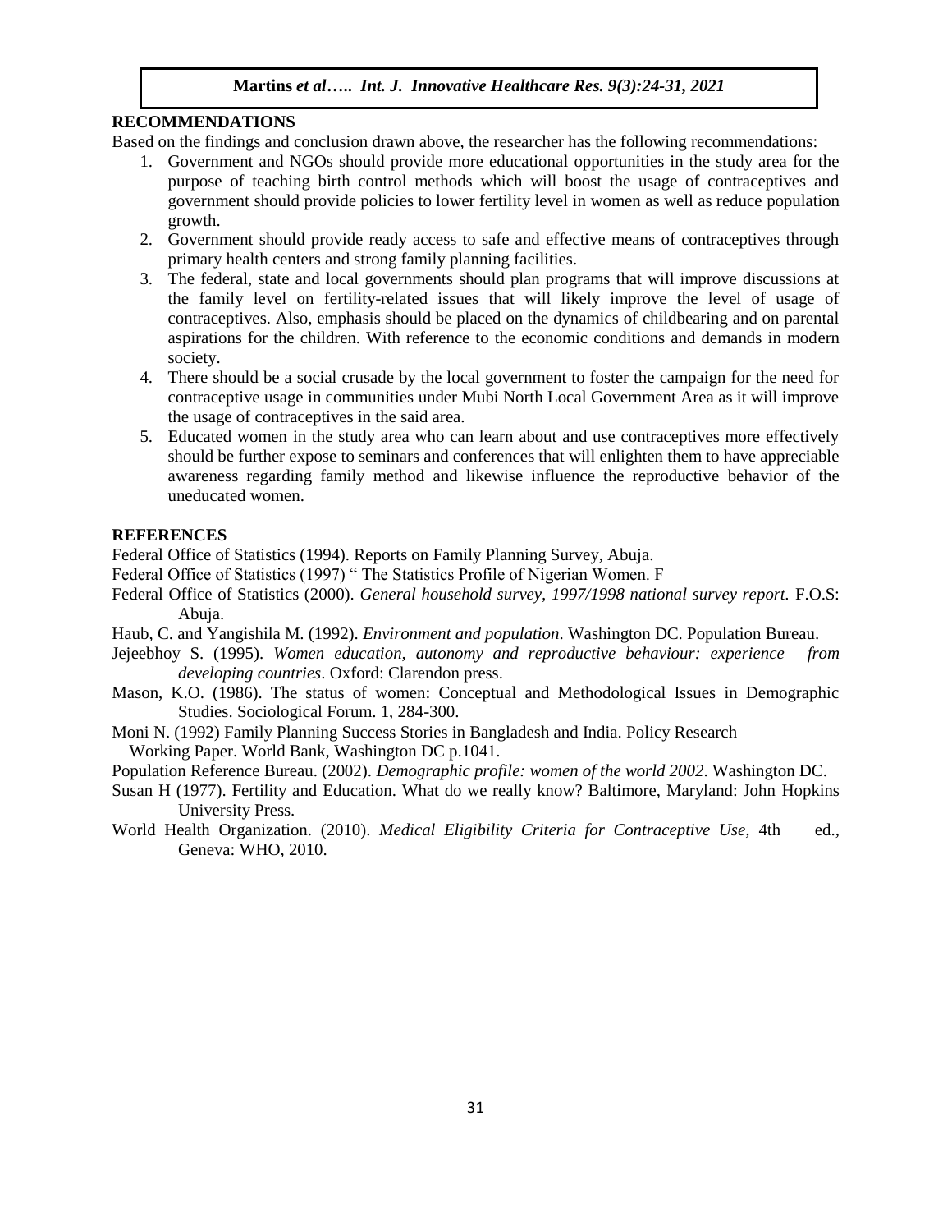## RECOMMENDATIONS

Based on the findings and conclusion drawn above, the researcher has the following recommendations:

1. Government and NGOs should provide more educational opportunities in the study area for the purpose of teaching birth control methods which will boost the usage of contraceptives and government should provide policies to lower fertility level in women as well as reduce population growth.
2. Government should provide ready access to safe and effective means of contraceptives through primary health centers and strong family planning facilities.
3. The federal, state and local governments should plan programs that will improve discussions at the family level on fertility-related issues that will likely improve the level of usage of contraceptives. Also, emphasis should be placed on the dynamics of childbearing and on parental aspirations for the children. With reference to the economic conditions and demands in modern society.
4. There should be a social crusade by the local government to foster the campaign for the need for contraceptive usage in communities under Mubi North Local Government Area as it will improve the usage of contraceptives in the said area.
5. Educated women in the study area who can learn about and use contraceptives more effectively should be further expose to seminars and conferences that will enlighten them to have appreciable awareness regarding family method and likewise influence the reproductive behavior of the uneducated women.

## REFERENCES

Federal Office of Statistics (1994). Reports on Family Planning Survey, Abuja.

Federal Office of Statistics (1997) " The Statistics Profile of Nigerian Women. F

Federal Office of Statistics (2000). *General household survey, 1997/1998 national survey report.* F.O.S: Abuja.

Haub, C. and Yangishila M. (1992). *Environment and population*. Washington DC. Population Bureau.

Jejeebhoy S. (1995). *Women education, autonomy and reproductive behaviour: experience from developing countries*. Oxford: Clarendon press.

Mason, K.O. (1986). The status of women: Conceptual and Methodological Issues in Demographic Studies. Sociological Forum. 1, 284-300.

Moni N. (1992) Family Planning Success Stories in Bangladesh and India. Policy Research Working Paper. World Bank, Washington DC p.1041.

Population Reference Bureau. (2002). *Demographic profile: women of the world 2002*. Washington DC.

Susan H (1977). Fertility and Education. What do we really know? Baltimore, Maryland: John Hopkins University Press.

World Health Organization. (2010). *Medical Eligibility Criteria for Contraceptive Use*, 4th ed., Geneva: WHO, 2010.